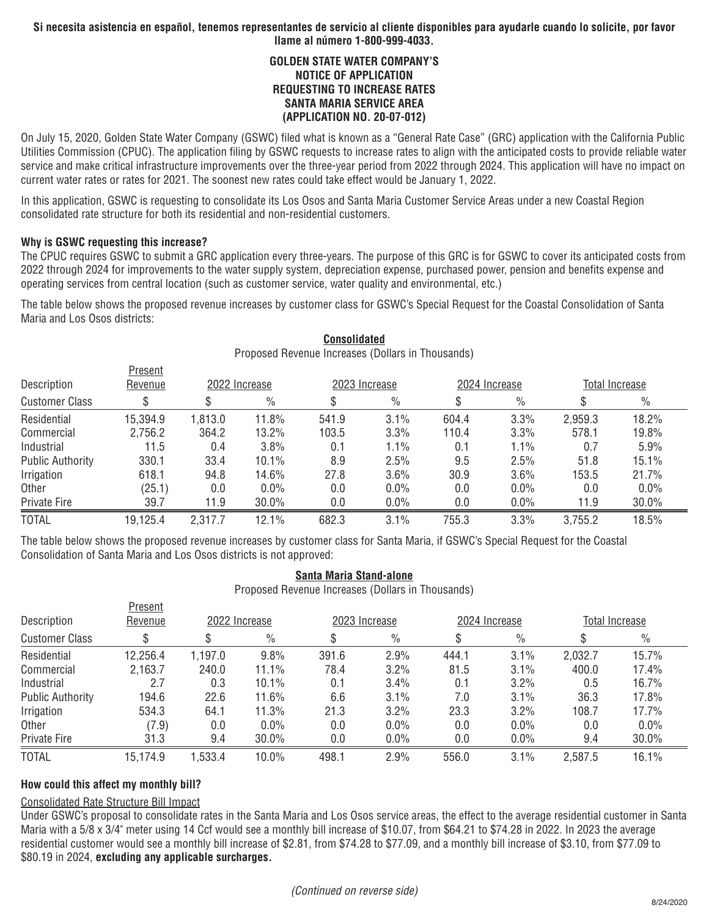**Si necesita asistencia en español, tenemos representantes de servicio al cliente disponibles para ayudarle cuando lo solicite, por favor llame al número 1-800-999-4033.**

# GOLDEN STATE WATER COMPANY'S NOTICE OF APPLICATION REQUESTING TO INCREASE RATES SANTA MARIA SERVICE AREA (APPLICATION NO. 20-07-012)

On July 15, 2020, Golden State Water Company (GSWC) filed what is known as a "General Rate Case" (GRC) application with the California Public Utilities Commission (CPUC). The application filing by GSWC requests to increase rates to align with the anticipated costs to provide reliable water service and make critical infrastructure improvements over the three-year period from 2022 through 2024. This application will have no impact on current water rates or rates for 2021. The soonest new rates could take effect would be January 1, 2022.

In this application, GSWC is requesting to consolidate its Los Osos and Santa Maria Customer Service Areas under a new Coastal Region consolidated rate structure for both its residential and non-residential customers.

**Why is GSWC requesting this increase?**

The CPUC requires GSWC to submit a GRC application every three-years. The purpose of this GRC is for GSWC to cover its anticipated costs from 2022 through 2024 for improvements to the water supply system, depreciation expense, purchased power, pension and benefits expense and operating services from central location (such as customer service, water quality and environmental, etc.)

The table below shows the proposed revenue increases by customer class for GSWC's Special Request for the Coastal Consolidation of Santa Maria and Los Osos districts:

**Consolidated**

Proposed Revenue Increases (Dollars in Thousands)

| Description | Present Revenue | 2022 Increase | | 2023 Increase | | 2024 Increase | | Total Increase | |
|---|---|---|---|---|---|---|---|---|---|
| Customer Class | $ | $ | % | $ | % | $ | % | $ | % |
| Residential | 15,394.9 | 1,813.0 | 11.8% | 541.9 | 3.1% | 604.4 | 3.3% | 2,959.3 | 18.2% |
| Commercial | 2,756.2 | 364.2 | 13.2% | 103.5 | 3.3% | 110.4 | 3.3% | 578.1 | 19.8% |
| Industrial | 11.5 | 0.4 | 3.8% | 0.1 | 1.1% | 0.1 | 1.1% | 0.7 | 5.9% |
| Public Authority | 330.1 | 33.4 | 10.1% | 8.9 | 2.5% | 9.5 | 2.5% | 51.8 | 15.1% |
| Irrigation | 618.1 | 94.8 | 14.6% | 27.8 | 3.6% | 30.9 | 3.6% | 153.5 | 21.7% |
| Other | (25.1) | 0.0 | 0.0% | 0.0 | 0.0% | 0.0 | 0.0% | 0.0 | 0.0% |
| Private Fire | 39.7 | 11.9 | 30.0% | 0.0 | 0.0% | 0.0 | 0.0% | 11.9 | 30.0% |
| TOTAL | 19,125.4 | 2,317.7 | 12.1% | 682.3 | 3.1% | 755.3 | 3.3% | 3,755.2 | 18.5% |

The table below shows the proposed revenue increases by customer class for Santa Maria, if GSWC's Special Request for the Coastal Consolidation of Santa Maria and Los Osos districts is not approved:

**Santa Maria Stand-alone**

Proposed Revenue Increases (Dollars in Thousands)

| Description | Present Revenue | 2022 Increase | | 2023 Increase | | 2024 Increase | | Total Increase | |
|---|---|---|---|---|---|---|---|---|---|
| Customer Class | $ | $ | % | $ | % | $ | % | $ | % |
| Residential | 12,256.4 | 1,197.0 | 9.8% | 391.6 | 2.9% | 444.1 | 3.1% | 2,032.7 | 15.7% |
| Commercial | 2,163.7 | 240.0 | 11.1% | 78.4 | 3.2% | 81.5 | 3.1% | 400.0 | 17.4% |
| Industrial | 2.7 | 0.3 | 10.1% | 0.1 | 3.4% | 0.1 | 3.2% | 0.5 | 16.7% |
| Public Authority | 194.6 | 22.6 | 11.6% | 6.6 | 3.1% | 7.0 | 3.1% | 36.3 | 17.8% |
| Irrigation | 534.3 | 64.1 | 11.3% | 21.3 | 3.2% | 23.3 | 3.2% | 108.7 | 17.7% |
| Other | (7.9) | 0.0 | 0.0% | 0.0 | 0.0% | 0.0 | 0.0% | 0.0 | 0.0% |
| Private Fire | 31.3 | 9.4 | 30.0% | 0.0 | 0.0% | 0.0 | 0.0% | 9.4 | 30.0% |
| TOTAL | 15,174.9 | 1,533.4 | 10.0% | 498.1 | 2.9% | 556.0 | 3.1% | 2,587.5 | 16.1% |

**How could this affect my monthly bill?**

Consolidated Rate Structure Bill Impact

Under GSWC's proposal to consolidate rates in the Santa Maria and Los Osos service areas, the effect to the average residential customer in Santa Maria with a 5/8 x 3/4" meter using 14 Ccf would see a monthly bill increase of $10.07, from $64.21 to $74.28 in 2022. In 2023 the average residential customer would see a monthly bill increase of $2.81, from $74.28 to $77.09, and a monthly bill increase of $3.10, from $77.09 to $80.19 in 2024, **excluding any applicable surcharges.**

*(Continued on reverse side)*

8/24/2020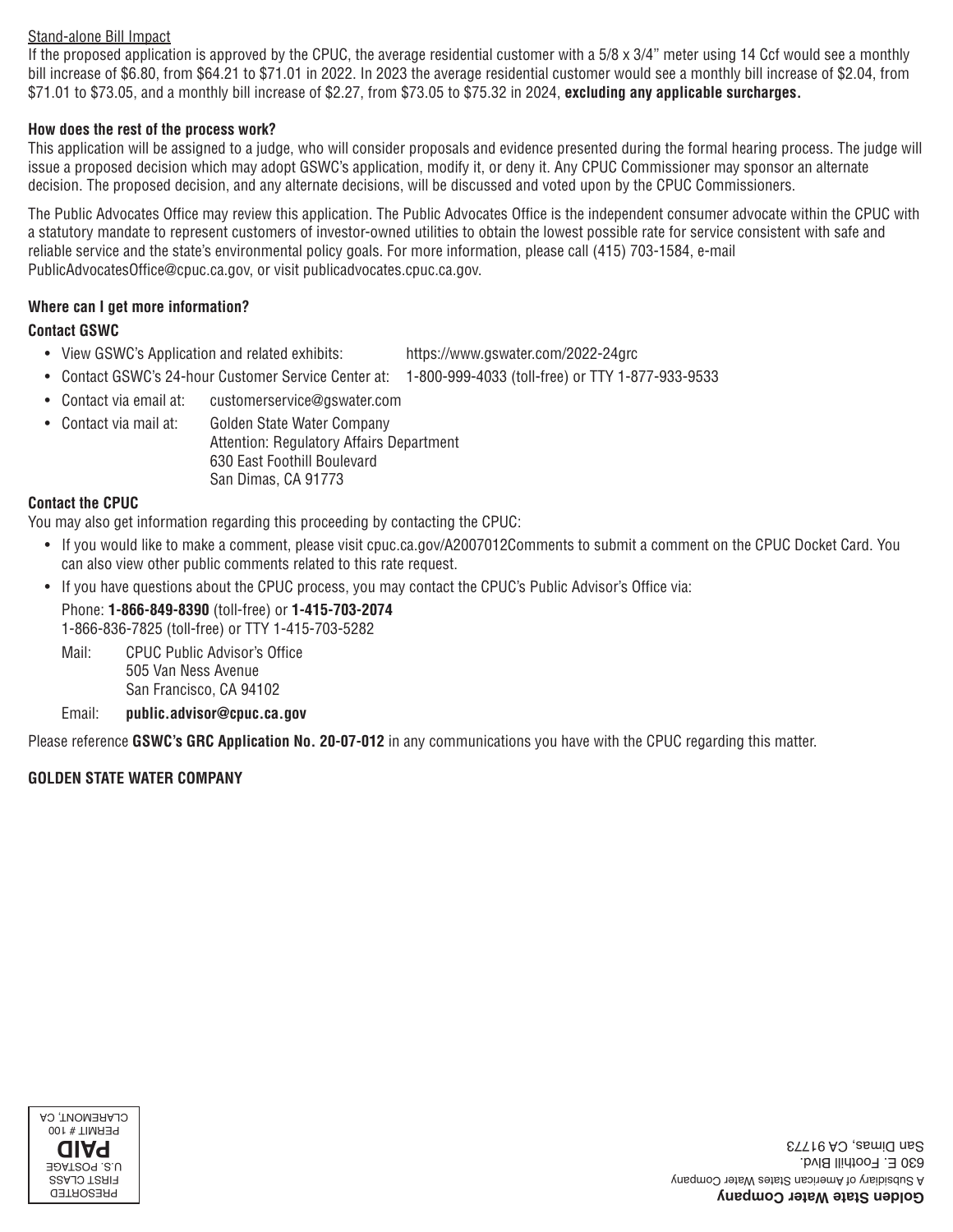Stand-alone Bill Impact

If the proposed application is approved by the CPUC, the average residential customer with a 5/8 x 3/4" meter using 14 Ccf would see a monthly bill increase of $6.80, from $64.21 to $71.01 in 2022. In 2023 the average residential customer would see a monthly bill increase of $2.04, from $71.01 to $73.05, and a monthly bill increase of $2.27, from $73.05 to $75.32 in 2024, **excluding any applicable surcharges.**

**How does the rest of the process work?**

This application will be assigned to a judge, who will consider proposals and evidence presented during the formal hearing process. The judge will issue a proposed decision which may adopt GSWC's application, modify it, or deny it. Any CPUC Commissioner may sponsor an alternate decision. The proposed decision, and any alternate decisions, will be discussed and voted upon by the CPUC Commissioners.

The Public Advocates Office may review this application. The Public Advocates Office is the independent consumer advocate within the CPUC with a statutory mandate to represent customers of investor-owned utilities to obtain the lowest possible rate for service consistent with safe and reliable service and the state's environmental policy goals. For more information, please call (415) 703-1584, e-mail PublicAdvocatesOffice@cpuc.ca.gov, or visit publicadvocates.cpuc.ca.gov.

**Where can I get more information?**

**Contact GSWC**

- View GSWC's Application and related exhibits: https://www.gswater.com/2022-24grc
- Contact GSWC's 24-hour Customer Service Center at: 1-800-999-4033 (toll-free) or TTY 1-877-933-9533
- Contact via email at: customerservice@gswater.com
- Contact via mail at: Golden State Water Company
  Attention: Regulatory Affairs Department
  630 East Foothill Boulevard
  San Dimas, CA 91773

**Contact the CPUC**

You may also get information regarding this proceeding by contacting the CPUC:

- If you would like to make a comment, please visit cpuc.ca.gov/A2007012Comments to submit a comment on the CPUC Docket Card. You can also view other public comments related to this rate request.
- If you have questions about the CPUC process, you may contact the CPUC's Public Advisor's Office via:

  Phone: **1-866-849-8390** (toll-free) or **1-415-703-2074**
  1-866-836-7825 (toll-free) or TTY 1-415-703-5282

  Mail: CPUC Public Advisor's Office
  505 Van Ness Avenue
  San Francisco, CA 94102

  Email: **public.advisor@cpuc.ca.gov**

Please reference **GSWC's GRC Application No. 20-07-012** in any communications you have with the CPUC regarding this matter.

**GOLDEN STATE WATER COMPANY**

**Golden State Water Company**
A Subsidiary of American States Water Company
630 E. Foothill Blvd.
San Dimas, CA 91773

PRESORTED
FIRST CLASS
U.S. POSTAGE
**PAID**
PERMIT # 100
CLAREMONT, CA